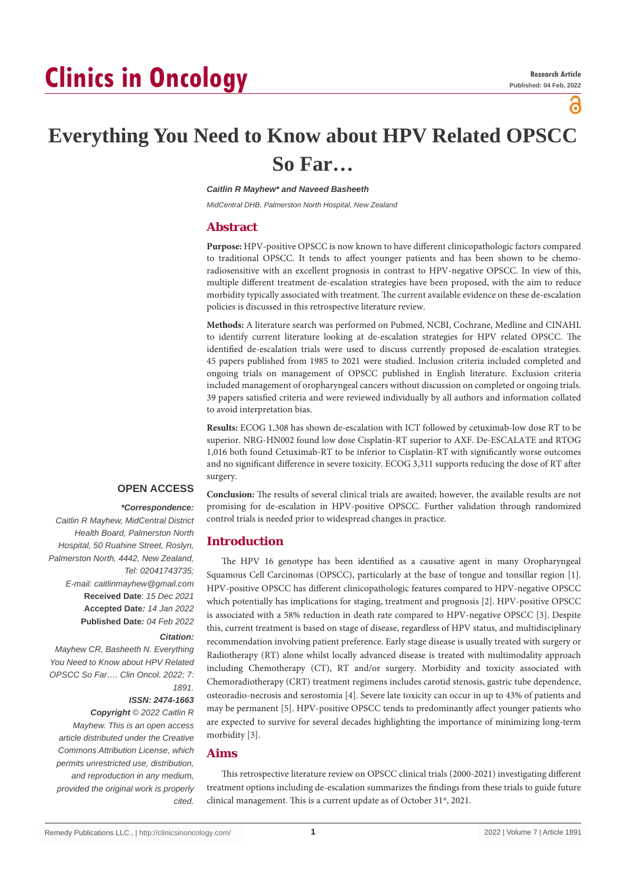# Everything You Need to Know about HPV Related OPSCC So Far…

***Caitlin R Mayhew\* and Naveed Basheeth***

*MidCentral DHB, Palmerston North Hospital, New Zealand*

## Abstract

**Purpose:** HPV-positive OPSCC is now known to have different clinicopathologic factors compared to traditional OPSCC. It tends to affect younger patients and has been shown to be chemo-radiosensitive with an excellent prognosis in contrast to HPV-negative OPSCC. In view of this, multiple different treatment de-escalation strategies have been proposed, with the aim to reduce morbidity typically associated with treatment. The current available evidence on these de-escalation policies is discussed in this retrospective literature review.

**Methods:** A literature search was performed on Pubmed, NCBI, Cochrane, Medline and CINAHL to identify current literature looking at de-escalation strategies for HPV related OPSCC. The identified de-escalation trials were used to discuss currently proposed de-escalation strategies. 45 papers published from 1985 to 2021 were studied. Inclusion criteria included completed and ongoing trials on management of OPSCC published in English literature. Exclusion criteria included management of oropharyngeal cancers without discussion on completed or ongoing trials. 39 papers satisfied criteria and were reviewed individually by all authors and information collated to avoid interpretation bias.

**Results:** ECOG 1,308 has shown de-escalation with ICT followed by cetuximab-low dose RT to be superior. NRG-HN002 found low dose Cisplatin-RT superior to AXF. De-ESCALATE and RTOG 1,016 both found Cetuximab-RT to be inferior to Cisplatin-RT with significantly worse outcomes and no significant difference in severe toxicity. ECOG 3,311 supports reducing the dose of RT after surgery.

**Conclusion:** The results of several clinical trials are awaited; however, the available results are not promising for de-escalation in HPV-positive OPSCC. Further validation through randomized control trials is needed prior to widespread changes in practice.

**OPEN ACCESS**

***\*Correspondence:***

*Caitlin R Mayhew, MidCentral District Health Board, Palmerston North Hospital, 50 Ruahine Street, Roslyn, Palmerston North, 4442, New Zealand, Tel: 02041743735;*

*E-mail: caitlinmayhew@gmail.com*

**Received Date**: *15 Dec 2021*

**Accepted Date***: 14 Jan 2022*

**Published Date***: 04 Feb 2022*

***Citation:***

*Mayhew CR, Basheeth N. Everything You Need to Know about HPV Related OPSCC So Far…. Clin Oncol. 2022; 7: 1891.*

***ISSN: 2474-1663***

***Copyright** © 2022 Caitlin R Mayhew. This is an open access article distributed under the Creative Commons Attribution License, which permits unrestricted use, distribution, and reproduction in any medium, provided the original work is properly cited.*

## Introduction

The HPV 16 genotype has been identified as a causative agent in many Oropharyngeal Squamous Cell Carcinomas (OPSCC), particularly at the base of tongue and tonsillar region [1]. HPV-positive OPSCC has different clinicopathologic features compared to HPV-negative OPSCC which potentially has implications for staging, treatment and prognosis [2]. HPV-positive OPSCC is associated with a 58% reduction in death rate compared to HPV-negative OPSCC [3]. Despite this, current treatment is based on stage of disease, regardless of HPV status, and multidisciplinary recommendation involving patient preference. Early stage disease is usually treated with surgery or Radiotherapy (RT) alone whilst locally advanced disease is treated with multimodality approach including Chemotherapy (CT), RT and/or surgery. Morbidity and toxicity associated with Chemoradiotherapy (CRT) treatment regimens includes carotid stenosis, gastric tube dependence, osteoradio-necrosis and xerostomia [4]. Severe late toxicity can occur in up to 43% of patients and may be permanent [5]. HPV-positive OPSCC tends to predominantly affect younger patients who are expected to survive for several decades highlighting the importance of minimizing long-term morbidity [3].

## Aims

This retrospective literature review on OPSCC clinical trials (2000-2021) investigating different treatment options including de-escalation summarizes the findings from these trials to guide future clinical management. This is a current update as of October 31st, 2021.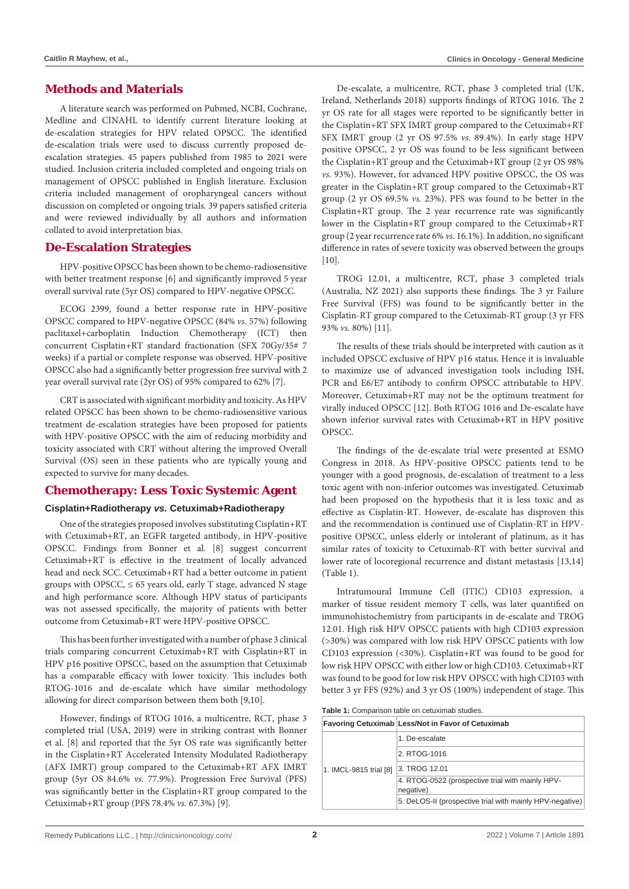## Methods and Materials

A literature search was performed on Pubmed, NCBI, Cochrane, Medline and CINAHL to identify current literature looking at de-escalation strategies for HPV related OPSCC. The identified de-escalation trials were used to discuss currently proposed de-escalation strategies. 45 papers published from 1985 to 2021 were studied. Inclusion criteria included completed and ongoing trials on management of OPSCC published in English literature. Exclusion criteria included management of oropharyngeal cancers without discussion on completed or ongoing trials. 39 papers satisfied criteria and were reviewed individually by all authors and information collated to avoid interpretation bias.

## De-Escalation Strategies

HPV-positive OPSCC has been shown to be chemo-radiosensitive with better treatment response [6] and significantly improved 5 year overall survival rate (5yr OS) compared to HPV-negative OPSCC.

ECOG 2399, found a better response rate in HPV-positive OPSCC compared to HPV-negative OPSCC (84% *vs.* 57%) following paclitaxel+carboplatin Induction Chemotherapy (ICT) then concurrent Cisplatin+RT standard fractionation (SFX 70Gy/35# 7 weeks) if a partial or complete response was observed. HPV-positive OPSCC also had a significantly better progression free survival with 2 year overall survival rate (2yr OS) of 95% compared to 62% [7].

CRT is associated with significant morbidity and toxicity. As HPV related OPSCC has been shown to be chemo-radiosensitive various treatment de-escalation strategies have been proposed for patients with HPV-positive OPSCC with the aim of reducing morbidity and toxicity associated with CRT without altering the improved Overall Survival (OS) seen in these patients who are typically young and expected to survive for many decades.

## Chemotherapy: Less Toxic Systemic Agent

### Cisplatin+Radiotherapy *vs.* Cetuximab+Radiotherapy

One of the strategies proposed involves substituting Cisplatin+RT with Cetuximab+RT, an EGFR targeted antibody, in HPV-positive OPSCC. Findings from Bonner et al. [8] suggest concurrent Cetuximab+RT is effective in the treatment of locally advanced head and neck SCC. Cetuximab+RT had a better outcome in patient groups with OPSCC, ≤ 65 years old, early T stage, advanced N stage and high performance score. Although HPV status of participants was not assessed specifically, the majority of patients with better outcome from Cetuximab+RT were HPV-positive OPSCC.

This has been further investigated with a number of phase 3 clinical trials comparing concurrent Cetuximab+RT with Cisplatin+RT in HPV p16 positive OPSCC, based on the assumption that Cetuximab has a comparable efficacy with lower toxicity. This includes both RTOG-1016 and de-escalate which have similar methodology allowing for direct comparison between them both [9,10].

However, findings of RTOG 1016, a multicentre, RCT, phase 3 completed trial (USA, 2019) were in striking contrast with Bonner et al. [8] and reported that the 5yr OS rate was significantly better in the Cisplatin+RT Accelerated Intensity Modulated Radiotherapy (AFX IMRT) group compared to the Cetuximab+RT AFX IMRT group (5yr OS 84.6% *vs.* 77.9%). Progression Free Survival (PFS) was significantly better in the Cisplatin+RT group compared to the Cetuximab+RT group (PFS 78.4% *vs.* 67.3%) [9].

De-escalate, a multicentre, RCT, phase 3 completed trial (UK, Ireland, Netherlands 2018) supports findings of RTOG 1016. The 2 yr OS rate for all stages were reported to be significantly better in the Cisplatin+RT SFX IMRT group compared to the Cetuximab+RT SFX IMRT group (2 yr OS 97.5% *vs.* 89.4%). In early stage HPV positive OPSCC, 2 yr OS was found to be less significant between the Cisplatin+RT group and the Cetuximab+RT group (2 yr OS 98% *vs.* 93%). However, for advanced HPV positive OPSCC, the OS was greater in the Cisplatin+RT group compared to the Cetuximab+RT group (2 yr OS 69.5% *vs.* 23%). PFS was found to be better in the Cisplatin+RT group. The 2 year recurrence rate was significantly lower in the Cisplatin+RT group compared to the Cetuximab+RT group (2 year recurrence rate 6% *vs.* 16.1%). In addition, no significant difference in rates of severe toxicity was observed between the groups [10].

TROG 12.01, a multicentre, RCT, phase 3 completed trials (Australia, NZ 2021) also supports these findings. The 3 yr Failure Free Survival (FFS) was found to be significantly better in the Cisplatin-RT group compared to the Cetuximab-RT group (3 yr FFS 93% *vs.* 80%) [11].

The results of these trials should be interpreted with caution as it included OPSCC exclusive of HPV p16 status. Hence it is invaluable to maximize use of advanced investigation tools including ISH, PCR and E6/E7 antibody to confirm OPSCC attributable to HPV. Moreover, Cetuximab+RT may not be the optimum treatment for virally induced OPSCC [12]. Both RTOG 1016 and De-escalate have shown inferior survival rates with Cetuximab+RT in HPV positive OPSCC.

The findings of the de-escalate trial were presented at ESMO Congress in 2018. As HPV-positive OPSCC patients tend to be younger with a good prognosis, de-escalation of treatment to a less toxic agent with non-inferior outcomes was investigated. Cetuximab had been proposed on the hypothesis that it is less toxic and as effective as Cisplatin-RT. However, de-escalate has disproven this and the recommendation is continued use of Cisplatin-RT in HPV-positive OPSCC, unless elderly or intolerant of platinum, as it has similar rates of toxicity to Cetuximab-RT with better survival and lower rate of locoregional recurrence and distant metastasis [13,14] (Table 1).

Intratumoural Immune Cell (ITIC) CD103 expression, a marker of tissue resident memory T cells, was later quantified on immunohistochemistry from participants in de-escalate and TROG 12.01. High risk HPV OPSCC patients with high CD103 expression (>30%) was compared with low risk HPV OPSCC patients with low CD103 expression (<30%). Cisplatin+RT was found to be good for low risk HPV OPSCC with either low or high CD103. Cetuximab+RT was found to be good for low risk HPV OPSCC with high CD103 with better 3 yr FFS (92%) and 3 yr OS (100%) independent of stage. This

**Table 1:** Comparison table on cetuximab studies.

| Favoring Cetuximab | Less/Not in Favor of Cetuximab |
|---|---|
| 1. IMCL-9815 trial [8] | 1. De-escalate |
| | 2. RTOG-1016 |
| | 3. TROG 12.01 |
| | 4. RTOG-0522 (prospective trial with mainly HPV-negative) |
| | 5. DeLOS-II (prospective trial with mainly HPV-negative) |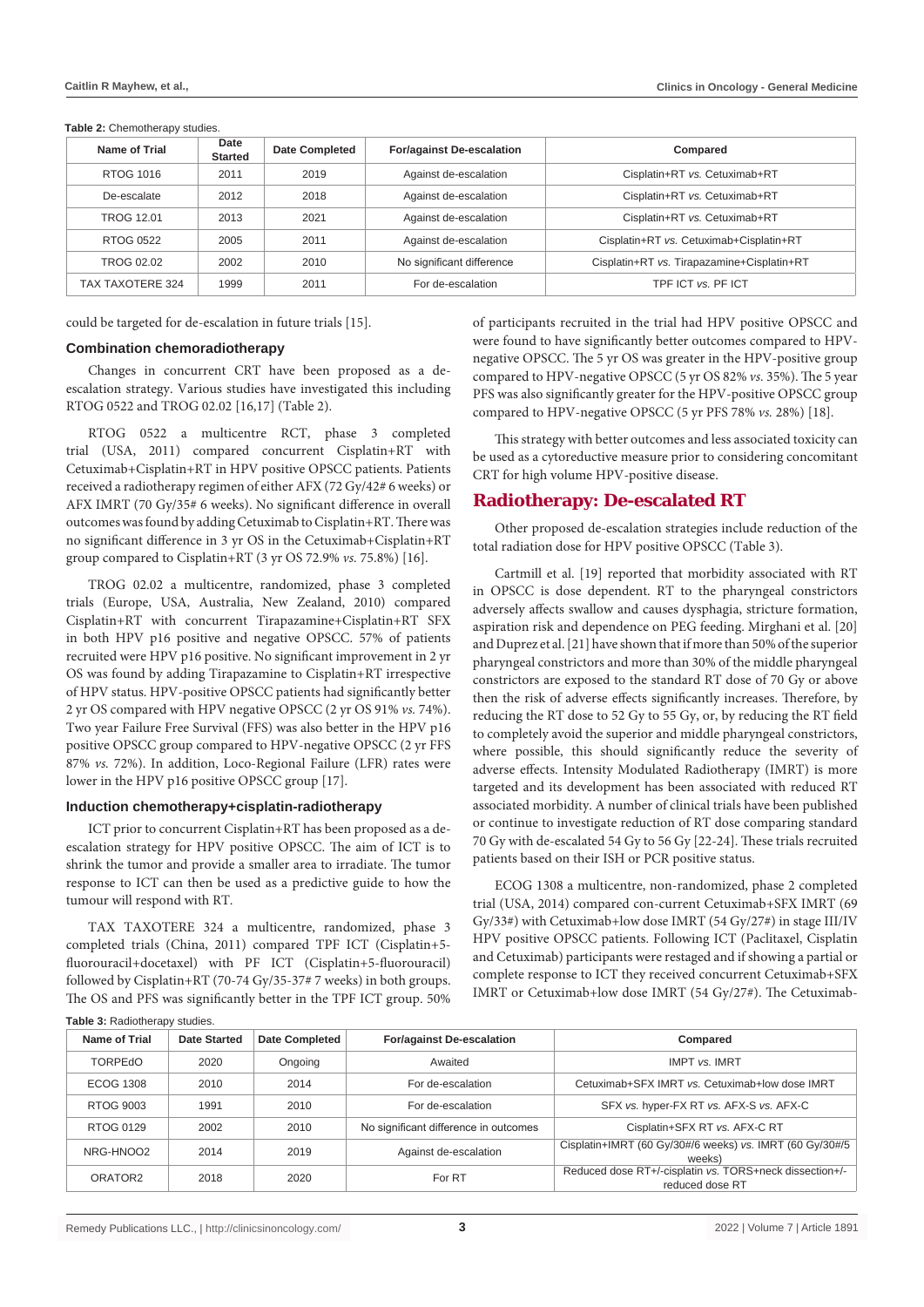**Table 2:** Chemotherapy studies.

| Name of Trial | Date Started | Date Completed | For/against De-escalation | Compared |
|---|---|---|---|---|
| RTOG 1016 | 2011 | 2019 | Against de-escalation | Cisplatin+RT *vs.* Cetuximab+RT |
| De-escalate | 2012 | 2018 | Against de-escalation | Cisplatin+RT *vs.* Cetuximab+RT |
| TROG 12.01 | 2013 | 2021 | Against de-escalation | Cisplatin+RT *vs.* Cetuximab+RT |
| RTOG 0522 | 2005 | 2011 | Against de-escalation | Cisplatin+RT *vs.* Cetuximab+Cisplatin+RT |
| TROG 02.02 | 2002 | 2010 | No significant difference | Cisplatin+RT *vs.* Tirapazamine+Cisplatin+RT |
| TAX TAXOTERE 324 | 1999 | 2011 | For de-escalation | TPF ICT *vs.* PF ICT |

could be targeted for de-escalation in future trials [15].

### Combination chemoradiotherapy

Changes in concurrent CRT have been proposed as a de-escalation strategy. Various studies have investigated this including RTOG 0522 and TROG 02.02 [16,17] (Table 2).

RTOG 0522 a multicentre RCT, phase 3 completed trial (USA, 2011) compared concurrent Cisplatin+RT with Cetuximab+Cisplatin+RT in HPV positive OPSCC patients. Patients received a radiotherapy regimen of either AFX (72 Gy/42# 6 weeks) or AFX IMRT (70 Gy/35# 6 weeks). No significant difference in overall outcomes was found by adding Cetuximab to Cisplatin+RT. There was no significant difference in 3 yr OS in the Cetuximab+Cisplatin+RT group compared to Cisplatin+RT (3 yr OS 72.9% *vs.* 75.8%) [16].

TROG 02.02 a multicentre, randomized, phase 3 completed trials (Europe, USA, Australia, New Zealand, 2010) compared Cisplatin+RT with concurrent Tirapazamine+Cisplatin+RT SFX in both HPV p16 positive and negative OPSCC. 57% of patients recruited were HPV p16 positive. No significant improvement in 2 yr OS was found by adding Tirapazamine to Cisplatin+RT irrespective of HPV status. HPV-positive OPSCC patients had significantly better 2 yr OS compared with HPV negative OPSCC (2 yr OS 91% *vs.* 74%). Two year Failure Free Survival (FFS) was also better in the HPV p16 positive OPSCC group compared to HPV-negative OPSCC (2 yr FFS 87% *vs.* 72%). In addition, Loco-Regional Failure (LFR) rates were lower in the HPV p16 positive OPSCC group [17].

### Induction chemotherapy+cisplatin-radiotherapy

ICT prior to concurrent Cisplatin+RT has been proposed as a de-escalation strategy for HPV positive OPSCC. The aim of ICT is to shrink the tumor and provide a smaller area to irradiate. The tumor response to ICT can then be used as a predictive guide to how the tumour will respond with RT.

TAX TAXOTERE 324 a multicentre, randomized, phase 3 completed trials (China, 2011) compared TPF ICT (Cisplatin+5-fluorouracil+docetaxel) with PF ICT (Cisplatin+5-fluorouracil) followed by Cisplatin+RT (70-74 Gy/35-37# 7 weeks) in both groups. The OS and PFS was significantly better in the TPF ICT group. 50% of participants recruited in the trial had HPV positive OPSCC and were found to have significantly better outcomes compared to HPV-negative OPSCC. The 5 yr OS was greater in the HPV-positive group compared to HPV-negative OPSCC (5 yr OS 82% *vs.* 35%). The 5 year PFS was also significantly greater for the HPV-positive OPSCC group compared to HPV-negative OPSCC (5 yr PFS 78% *vs.* 28%) [18].

This strategy with better outcomes and less associated toxicity can be used as a cytoreductive measure prior to considering concomitant CRT for high volume HPV-positive disease.

## Radiotherapy: De-escalated RT

Other proposed de-escalation strategies include reduction of the total radiation dose for HPV positive OPSCC (Table 3).

Cartmill et al. [19] reported that morbidity associated with RT in OPSCC is dose dependent. RT to the pharyngeal constrictors adversely affects swallow and causes dysphagia, stricture formation, aspiration risk and dependence on PEG feeding. Mirghani et al. [20] and Duprez et al. [21] have shown that if more than 50% of the superior pharyngeal constrictors and more than 30% of the middle pharyngeal constrictors are exposed to the standard RT dose of 70 Gy or above then the risk of adverse effects significantly increases. Therefore, by reducing the RT dose to 52 Gy to 55 Gy, or, by reducing the RT field to completely avoid the superior and middle pharyngeal constrictors, where possible, this should significantly reduce the severity of adverse effects. Intensity Modulated Radiotherapy (IMRT) is more targeted and its development has been associated with reduced RT associated morbidity. A number of clinical trials have been published or continue to investigate reduction of RT dose comparing standard 70 Gy with de-escalated 54 Gy to 56 Gy [22-24]. These trials recruited patients based on their ISH or PCR positive status.

ECOG 1308 a multicentre, non-randomized, phase 2 completed trial (USA, 2014) compared con-current Cetuximab+SFX IMRT (69 Gy/33#) with Cetuximab+low dose IMRT (54 Gy/27#) in stage III/IV HPV positive OPSCC patients. Following ICT (Paclitaxel, Cisplatin and Cetuximab) participants were restaged and if showing a partial or complete response to ICT they received concurrent Cetuximab+SFX IMRT or Cetuximab+low dose IMRT (54 Gy/27#). The Cetuximab-

**Table 3:** Radiotherapy studies.

| Name of Trial | Date Started | Date Completed | For/against De-escalation | Compared |
|---|---|---|---|---|
| TORPEdO | 2020 | Ongoing | Awaited | IMPT *vs.* IMRT |
| ECOG 1308 | 2010 | 2014 | For de-escalation | Cetuximab+SFX IMRT *vs.* Cetuximab+low dose IMRT |
| RTOG 9003 | 1991 | 2010 | For de-escalation | SFX *vs.* hyper-FX RT *vs.* AFX-S *vs.* AFX-C |
| RTOG 0129 | 2002 | 2010 | No significant difference in outcomes | Cisplatin+SFX RT *vs.* AFX-C RT |
| NRG-HNOO2 | 2014 | 2019 | Against de-escalation | Cisplatin+IMRT (60 Gy/30#/6 weeks) *vs.* IMRT (60 Gy/30#/5 weeks) |
| ORATOR2 | 2018 | 2020 | For RT | Reduced dose RT+/-cisplatin *vs.* TORS+neck dissection+/- reduced dose RT |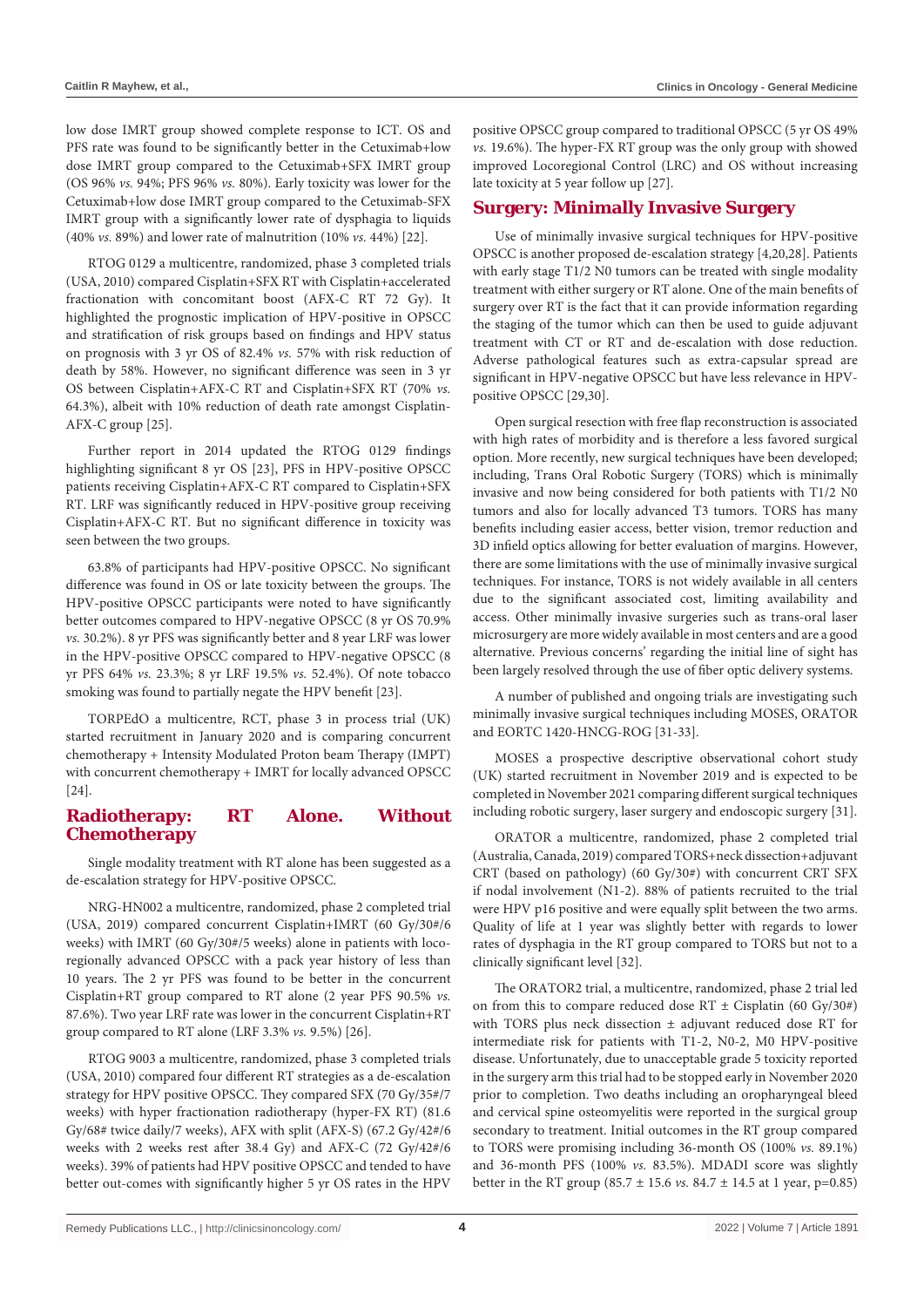low dose IMRT group showed complete response to ICT. OS and PFS rate was found to be significantly better in the Cetuximab+low dose IMRT group compared to the Cetuximab+SFX IMRT group (OS 96% *vs.* 94%; PFS 96% *vs.* 80%). Early toxicity was lower for the Cetuximab+low dose IMRT group compared to the Cetuximab-SFX IMRT group with a significantly lower rate of dysphagia to liquids (40% *vs.* 89%) and lower rate of malnutrition (10% *vs.* 44%) [22].

RTOG 0129 a multicentre, randomized, phase 3 completed trials (USA, 2010) compared Cisplatin+SFX RT with Cisplatin+accelerated fractionation with concomitant boost (AFX-C RT 72 Gy). It highlighted the prognostic implication of HPV-positive in OPSCC and stratification of risk groups based on findings and HPV status on prognosis with 3 yr OS of 82.4% *vs.* 57% with risk reduction of death by 58%. However, no significant difference was seen in 3 yr OS between Cisplatin+AFX-C RT and Cisplatin+SFX RT (70% *vs.* 64.3%), albeit with 10% reduction of death rate amongst Cisplatin-AFX-C group [25].

Further report in 2014 updated the RTOG 0129 findings highlighting significant 8 yr OS [23], PFS in HPV-positive OPSCC patients receiving Cisplatin+AFX-C RT compared to Cisplatin+SFX RT. LRF was significantly reduced in HPV-positive group receiving Cisplatin+AFX-C RT. But no significant difference in toxicity was seen between the two groups.

63.8% of participants had HPV-positive OPSCC. No significant difference was found in OS or late toxicity between the groups. The HPV-positive OPSCC participants were noted to have significantly better outcomes compared to HPV-negative OPSCC (8 yr OS 70.9% *vs.* 30.2%). 8 yr PFS was significantly better and 8 year LRF was lower in the HPV-positive OPSCC compared to HPV-negative OPSCC (8 yr PFS 64% *vs.* 23.3%; 8 yr LRF 19.5% *vs.* 52.4%). Of note tobacco smoking was found to partially negate the HPV benefit [23].

TORPEdO a multicentre, RCT, phase 3 in process trial (UK) started recruitment in January 2020 and is comparing concurrent chemotherapy + Intensity Modulated Proton beam Therapy (IMPT) with concurrent chemotherapy + IMRT for locally advanced OPSCC [24].

## Radiotherapy: RT Alone. Without Chemotherapy

Single modality treatment with RT alone has been suggested as a de-escalation strategy for HPV-positive OPSCC.

NRG-HN002 a multicentre, randomized, phase 2 completed trial (USA, 2019) compared concurrent Cisplatin+IMRT (60 Gy/30#/6 weeks) with IMRT (60 Gy/30#/5 weeks) alone in patients with loco-regionally advanced OPSCC with a pack year history of less than 10 years. The 2 yr PFS was found to be better in the concurrent Cisplatin+RT group compared to RT alone (2 year PFS 90.5% *vs.* 87.6%). Two year LRF rate was lower in the concurrent Cisplatin+RT group compared to RT alone (LRF 3.3% *vs.* 9.5%) [26].

RTOG 9003 a multicentre, randomized, phase 3 completed trials (USA, 2010) compared four different RT strategies as a de-escalation strategy for HPV positive OPSCC. They compared SFX (70 Gy/35#/7 weeks) with hyper fractionation radiotherapy (hyper-FX RT) (81.6 Gy/68# twice daily/7 weeks), AFX with split (AFX-S) (67.2 Gy/42#/6 weeks with 2 weeks rest after 38.4 Gy) and AFX-C (72 Gy/42#/6 weeks). 39% of patients had HPV positive OPSCC and tended to have better out-comes with significantly higher 5 yr OS rates in the HPV positive OPSCC group compared to traditional OPSCC (5 yr OS 49% *vs.* 19.6%). The hyper-FX RT group was the only group with showed improved Locoregional Control (LRC) and OS without increasing late toxicity at 5 year follow up [27].

## Surgery: Minimally Invasive Surgery

Use of minimally invasive surgical techniques for HPV-positive OPSCC is another proposed de-escalation strategy [4,20,28]. Patients with early stage T1/2 N0 tumors can be treated with single modality treatment with either surgery or RT alone. One of the main benefits of surgery over RT is the fact that it can provide information regarding the staging of the tumor which can then be used to guide adjuvant treatment with CT or RT and de-escalation with dose reduction. Adverse pathological features such as extra-capsular spread are significant in HPV-negative OPSCC but have less relevance in HPV-positive OPSCC [29,30].

Open surgical resection with free flap reconstruction is associated with high rates of morbidity and is therefore a less favored surgical option. More recently, new surgical techniques have been developed; including, Trans Oral Robotic Surgery (TORS) which is minimally invasive and now being considered for both patients with T1/2 N0 tumors and also for locally advanced T3 tumors. TORS has many benefits including easier access, better vision, tremor reduction and 3D infield optics allowing for better evaluation of margins. However, there are some limitations with the use of minimally invasive surgical techniques. For instance, TORS is not widely available in all centers due to the significant associated cost, limiting availability and access. Other minimally invasive surgeries such as trans-oral laser microsurgery are more widely available in most centers and are a good alternative. Previous concerns' regarding the initial line of sight has been largely resolved through the use of fiber optic delivery systems.

A number of published and ongoing trials are investigating such minimally invasive surgical techniques including MOSES, ORATOR and EORTC 1420-HNCG-ROG [31-33].

MOSES a prospective descriptive observational cohort study (UK) started recruitment in November 2019 and is expected to be completed in November 2021 comparing different surgical techniques including robotic surgery, laser surgery and endoscopic surgery [31].

ORATOR a multicentre, randomized, phase 2 completed trial (Australia, Canada, 2019) compared TORS+neck dissection+adjuvant CRT (based on pathology) (60 Gy/30#) with concurrent CRT SFX if nodal involvement (N1-2). 88% of patients recruited to the trial were HPV p16 positive and were equally split between the two arms. Quality of life at 1 year was slightly better with regards to lower rates of dysphagia in the RT group compared to TORS but not to a clinically significant level [32].

The ORATOR2 trial, a multicentre, randomized, phase 2 trial led on from this to compare reduced dose RT ± Cisplatin (60 Gy/30#) with TORS plus neck dissection ± adjuvant reduced dose RT for intermediate risk for patients with T1-2, N0-2, M0 HPV-positive disease. Unfortunately, due to unacceptable grade 5 toxicity reported in the surgery arm this trial had to be stopped early in November 2020 prior to completion. Two deaths including an oropharyngeal bleed and cervical spine osteomyelitis were reported in the surgical group secondary to treatment. Initial outcomes in the RT group compared to TORS were promising including 36-month OS (100% *vs.* 89.1%) and 36-month PFS (100% *vs.* 83.5%). MDADI score was slightly better in the RT group (85.7 ± 15.6 *vs.* 84.7 ± 14.5 at 1 year, p=0.85)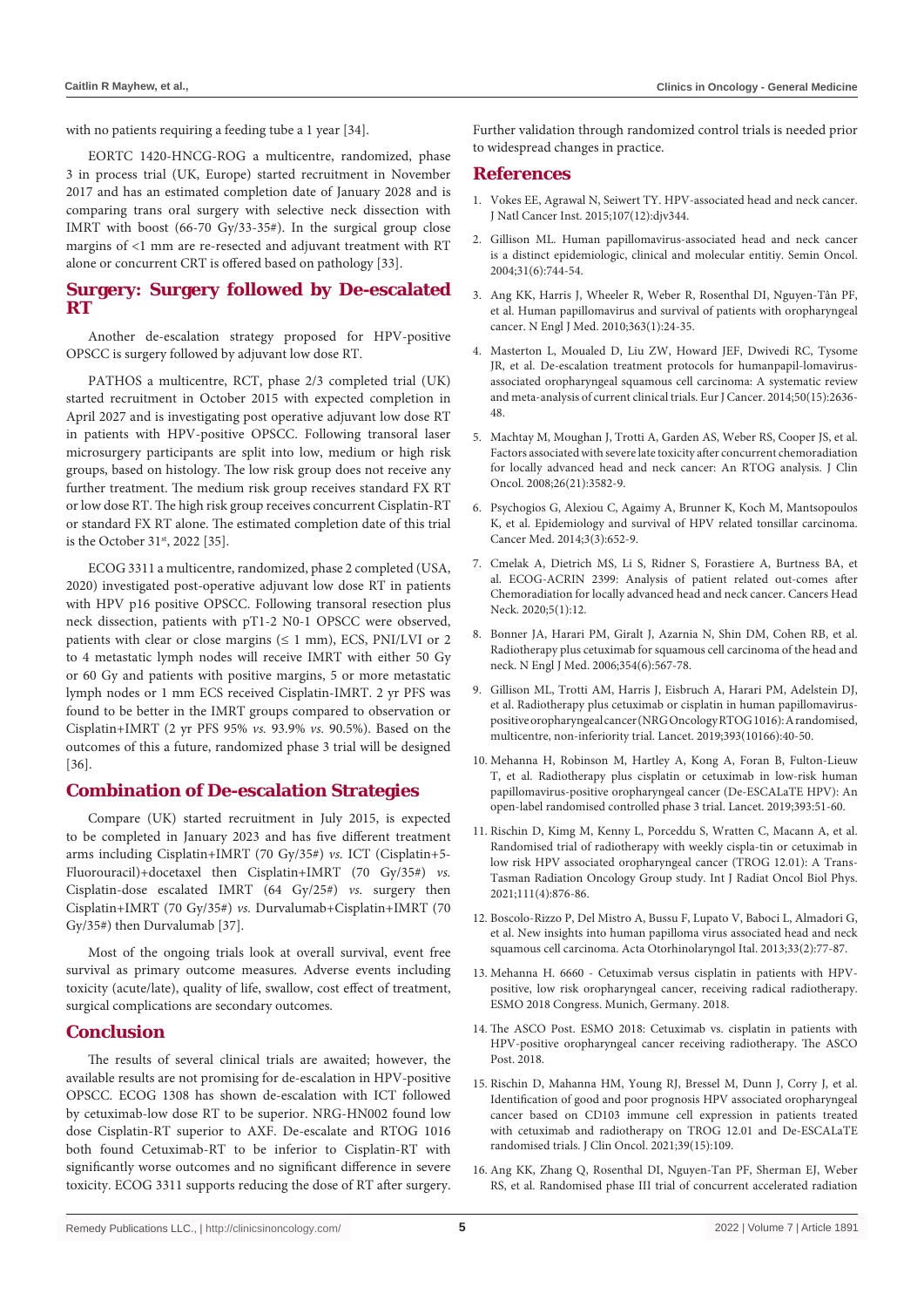with no patients requiring a feeding tube a 1 year [34].

EORTC 1420-HNCG-ROG a multicentre, randomized, phase 3 in process trial (UK, Europe) started recruitment in November 2017 and has an estimated completion date of January 2028 and is comparing trans oral surgery with selective neck dissection with IMRT with boost (66-70 Gy/33-35#). In the surgical group close margins of <1 mm are re-resected and adjuvant treatment with RT alone or concurrent CRT is offered based on pathology [33].

## Surgery: Surgery followed by De-escalated RT

Another de-escalation strategy proposed for HPV-positive OPSCC is surgery followed by adjuvant low dose RT.

PATHOS a multicentre, RCT, phase 2/3 completed trial (UK) started recruitment in October 2015 with expected completion in April 2027 and is investigating post operative adjuvant low dose RT in patients with HPV-positive OPSCC. Following transoral laser microsurgery participants are split into low, medium or high risk groups, based on histology. The low risk group does not receive any further treatment. The medium risk group receives standard FX RT or low dose RT. The high risk group receives concurrent Cisplatin-RT or standard FX RT alone. The estimated completion date of this trial is the October 31st, 2022 [35].

ECOG 3311 a multicentre, randomized, phase 2 completed (USA, 2020) investigated post-operative adjuvant low dose RT in patients with HPV p16 positive OPSCC. Following transoral resection plus neck dissection, patients with pT1-2 N0-1 OPSCC were observed, patients with clear or close margins (≤ 1 mm), ECS, PNI/LVI or 2 to 4 metastatic lymph nodes will receive IMRT with either 50 Gy or 60 Gy and patients with positive margins, 5 or more metastatic lymph nodes or 1 mm ECS received Cisplatin-IMRT. 2 yr PFS was found to be better in the IMRT groups compared to observation or Cisplatin+IMRT (2 yr PFS 95% *vs.* 93.9% *vs.* 90.5%). Based on the outcomes of this a future, randomized phase 3 trial will be designed [36].

## Combination of De-escalation Strategies

Compare (UK) started recruitment in July 2015, is expected to be completed in January 2023 and has five different treatment arms including Cisplatin+IMRT (70 Gy/35#) *vs.* ICT (Cisplatin+5-Fluorouracil)+docetaxel then Cisplatin+IMRT (70 Gy/35#) *vs.* Cisplatin-dose escalated IMRT (64 Gy/25#) *vs.* surgery then Cisplatin+IMRT (70 Gy/35#) *vs.* Durvalumab+Cisplatin+IMRT (70 Gy/35#) then Durvalumab [37].

Most of the ongoing trials look at overall survival, event free survival as primary outcome measures. Adverse events including toxicity (acute/late), quality of life, swallow, cost effect of treatment, surgical complications are secondary outcomes.

## Conclusion

The results of several clinical trials are awaited; however, the available results are not promising for de-escalation in HPV-positive OPSCC. ECOG 1308 has shown de-escalation with ICT followed by cetuximab-low dose RT to be superior. NRG-HN002 found low dose Cisplatin-RT superior to AXF. De-escalate and RTOG 1016 both found Cetuximab-RT to be inferior to Cisplatin-RT with significantly worse outcomes and no significant difference in severe toxicity. ECOG 3311 supports reducing the dose of RT after surgery. Further validation through randomized control trials is needed prior to widespread changes in practice.

## References

1. Vokes EE, Agrawal N, Seiwert TY. HPV-associated head and neck cancer. J Natl Cancer Inst. 2015;107(12):djv344.
2. Gillison ML. Human papillomavirus-associated head and neck cancer is a distinct epidemiologic, clinical and molecular entitiy. Semin Oncol. 2004;31(6):744-54.
3. Ang KK, Harris J, Wheeler R, Weber R, Rosenthal DI, Nguyen-Tân PF, et al. Human papillomavirus and survival of patients with oropharyngeal cancer. N Engl J Med. 2010;363(1):24-35.
4. Masterton L, Moualed D, Liu ZW, Howard JEF, Dwivedi RC, Tysome JR, et al. De-escalation treatment protocols for humanpapil-lomavirus-associated oropharyngeal squamous cell carcinoma: A systematic review and meta-analysis of current clinical trials. Eur J Cancer. 2014;50(15):2636-48.
5. Machtay M, Moughan J, Trotti A, Garden AS, Weber RS, Cooper JS, et al. Factors associated with severe late toxicity after concurrent chemoradiation for locally advanced head and neck cancer: An RTOG analysis. J Clin Oncol. 2008;26(21):3582-9.
6. Psychogios G, Alexiou C, Agaimy A, Brunner K, Koch M, Mantsopoulos K, et al. Epidemiology and survival of HPV related tonsillar carcinoma. Cancer Med. 2014;3(3):652-9.
7. Cmelak A, Dietrich MS, Li S, Ridner S, Forastiere A, Burtness BA, et al. ECOG-ACRIN 2399: Analysis of patient related out-comes after Chemoradiation for locally advanced head and neck cancer. Cancers Head Neck. 2020;5(1):12.
8. Bonner JA, Harari PM, Giralt J, Azarnia N, Shin DM, Cohen RB, et al. Radiotherapy plus cetuximab for squamous cell carcinoma of the head and neck. N Engl J Med. 2006;354(6):567-78.
9. Gillison ML, Trotti AM, Harris J, Eisbruch A, Harari PM, Adelstein DJ, et al. Radiotherapy plus cetuximab or cisplatin in human papillomavirus-positive oropharyngeal cancer (NRG Oncology RTOG 1016): A randomised, multicentre, non-inferiority trial. Lancet. 2019;393(10166):40-50.
10. Mehanna H, Robinson M, Hartley A, Kong A, Foran B, Fulton-Lieuw T, et al. Radiotherapy plus cisplatin or cetuximab in low-risk human papillomavirus-positive oropharyngeal cancer (De-ESCALaTE HPV): An open-label randomised controlled phase 3 trial. Lancet. 2019;393:51-60.
11. Rischin D, Kimg M, Kenny L, Porceddu S, Wratten C, Macann A, et al. Randomised trial of radiotherapy with weekly cispla-tin or cetuximab in low risk HPV associated oropharyngeal cancer (TROG 12.01): A Trans-Tasman Radiation Oncology Group study. Int J Radiat Oncol Biol Phys. 2021;111(4):876-86.
12. Boscolo-Rizzo P, Del Mistro A, Bussu F, Lupato V, Baboci L, Almadori G, et al. New insights into human papilloma virus associated head and neck squamous cell carcinoma. Acta Otorhinolaryngol Ital. 2013;33(2):77-87.
13. Mehanna H. 6660 - Cetuximab versus cisplatin in patients with HPV-positive, low risk oropharyngeal cancer, receiving radical radiotherapy. ESMO 2018 Congress. Munich, Germany. 2018.
14. The ASCO Post. ESMO 2018: Cetuximab vs. cisplatin in patients with HPV-positive oropharyngeal cancer receiving radiotherapy. The ASCO Post. 2018.
15. Rischin D, Mahanna HM, Young RJ, Bressel M, Dunn J, Corry J, et al. Identification of good and poor prognosis HPV associated oropharyngeal cancer based on CD103 immune cell expression in patients treated with cetuximab and radiotherapy on TROG 12.01 and De-ESCALaTE randomised trials. J Clin Oncol. 2021;39(15):109.
16. Ang KK, Zhang Q, Rosenthal DI, Nguyen-Tan PF, Sherman EJ, Weber RS, et al. Randomised phase III trial of concurrent accelerated radiation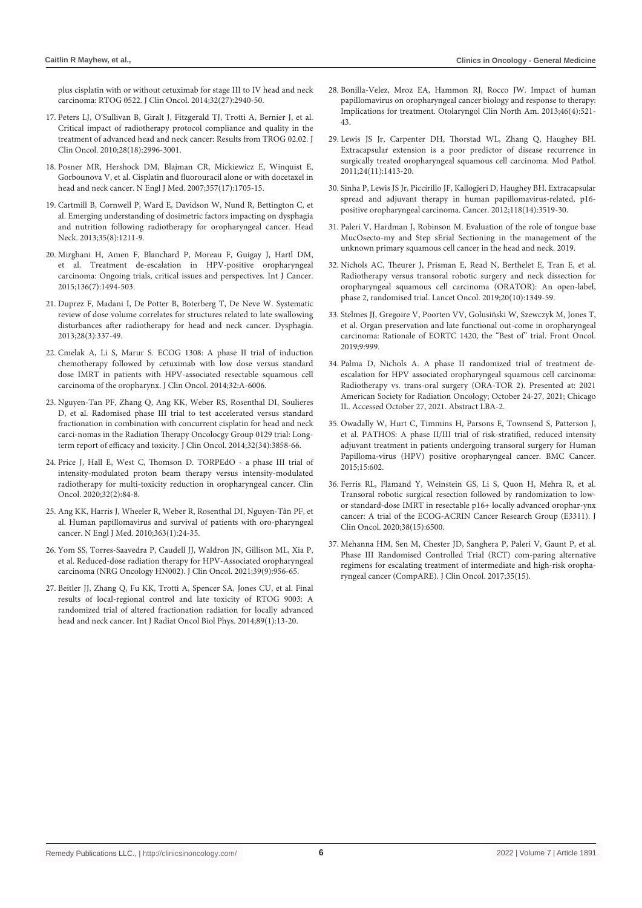plus cisplatin with or without cetuximab for stage III to IV head and neck carcinoma: RTOG 0522. J Clin Oncol. 2014;32(27):2940-50.

17. Peters LJ, O'Sullivan B, Giralt J, Fitzgerald TJ, Trotti A, Bernier J, et al. Critical impact of radiotherapy protocol compliance and quality in the treatment of advanced head and neck cancer: Results from TROG 02.02. J Clin Oncol. 2010;28(18):2996-3001.

18. Posner MR, Hershock DM, Blajman CR, Mickiewicz E, Winquist E, Gorbounova V, et al. Cisplatin and fluorouracil alone or with docetaxel in head and neck cancer. N Engl J Med. 2007;357(17):1705-15.

19. Cartmill B, Cornwell P, Ward E, Davidson W, Nund R, Bettington C, et al. Emerging understanding of dosimetric factors impacting on dysphagia and nutrition following radiotherapy for oropharyngeal cancer. Head Neck. 2013;35(8):1211-9.

20. Mirghani H, Amen F, Blanchard P, Moreau F, Guigay J, Hartl DM, et al. Treatment de-escalation in HPV-positive oropharyngeal carcinoma: Ongoing trials, critical issues and perspectives. Int J Cancer. 2015;136(7):1494-503.

21. Duprez F, Madani I, De Potter B, Boterberg T, De Neve W. Systematic review of dose volume correlates for structures related to late swallowing disturbances after radiotherapy for head and neck cancer. Dysphagia. 2013;28(3):337-49.

22. Cmelak A, Li S, Marur S. ECOG 1308: A phase II trial of induction chemotherapy followed by cetuximab with low dose versus standard dose IMRT in patients with HPV-associated resectable squamous cell carcinoma of the oropharynx. J Clin Oncol. 2014;32:A-6006.

23. Nguyen-Tan PF, Zhang Q, Ang KK, Weber RS, Rosenthal DI, Soulieres D, et al. Radomised phase III trial to test accelerated versus standard fractionation in combination with concurrent cisplatin for head and neck carci-nomas in the Radiation Therapy Oncolocgy Group 0129 trial: Long-term report of efficacy and toxicity. J Clin Oncol. 2014;32(34):3858-66.

24. Price J, Hall E, West C, Thomson D. TORPEdO - a phase III trial of intensity-modulated proton beam therapy versus intensity-modulated radiotherapy for multi-toxicity reduction in oropharyngeal cancer. Clin Oncol. 2020;32(2):84-8.

25. Ang KK, Harris J, Wheeler R, Weber R, Rosenthal DI, Nguyen-Tân PF, et al. Human papillomavirus and survival of patients with oro-pharyngeal cancer. N Engl J Med. 2010;363(1):24-35.

26. Yom SS, Torres-Saavedra P, Caudell JJ, Waldron JN, Gillison ML, Xia P, et al. Reduced-dose radiation therapy for HPV-Associated oropharyngeal carcinoma (NRG Oncology HN002). J Clin Oncol. 2021;39(9):956-65.

27. Beitler JJ, Zhang Q, Fu KK, Trotti A, Spencer SA, Jones CU, et al. Final results of local-regional control and late toxicity of RTOG 9003: A randomized trial of altered fractionation radiation for locally advanced head and neck cancer. Int J Radiat Oncol Biol Phys. 2014;89(1):13-20.

28. Bonilla-Velez, Mroz EA, Hammon RJ, Rocco JW. Impact of human papillomavirus on oropharyngeal cancer biology and response to therapy: Implications for treatment. Otolaryngol Clin North Am. 2013;46(4):521-43.

29. Lewis JS Jr, Carpenter DH, Thorstad WL, Zhang Q, Haughey BH. Extracapsular extension is a poor predictor of disease recurrence in surgically treated oropharyngeal squamous cell carcinoma. Mod Pathol. 2011;24(11):1413-20.

30. Sinha P, Lewis JS Jr, Piccirillo JF, Kallogjeri D, Haughey BH. Extracapsular spread and adjuvant therapy in human papillomavirus-related, p16-positive oropharyngeal carcinoma. Cancer. 2012;118(14):3519-30.

31. Paleri V, Hardman J, Robinson M. Evaluation of the role of tongue base MucOsecto-my and Step sErial Sectioning in the management of the unknown primary squamous cell cancer in the head and neck. 2019.

32. Nichols AC, Theurer J, Prisman E, Read N, Berthelet E, Tran E, et al. Radiotherapy versus transoral robotic surgery and neck dissection for oropharyngeal squamous cell carcinoma (ORATOR): An open-label, phase 2, randomised trial. Lancet Oncol. 2019;20(10):1349-59.

33. Stelmes JJ, Gregoire V, Poorten VV, Golusiñski W, Szewczyk M, Jones T, et al. Organ preservation and late functional out-come in oropharyngeal carcinoma: Rationale of EORTC 1420, the "Best of" trial. Front Oncol. 2019;9:999.

34. Palma D, Nichols A. A phase II randomized trial of treatment de-escalation for HPV associated oropharyngeal squamous cell carcinoma: Radiotherapy vs. trans-oral surgery (ORA-TOR 2). Presented at: 2021 American Society for Radiation Oncology; October 24-27, 2021; Chicago IL. Accessed October 27, 2021. Abstract LBA-2.

35. Owadally W, Hurt C, Timmins H, Parsons E, Townsend S, Patterson J, et al. PATHOS: A phase II/III trial of risk-stratified, reduced intensity adjuvant treatment in patients undergoing transoral surgery for Human Papilloma-virus (HPV) positive oropharyngeal cancer. BMC Cancer. 2015;15:602.

36. Ferris RL, Flamand Y, Weinstein GS, Li S, Quon H, Mehra R, et al. Transoral robotic surgical resection followed by randomization to low-or standard-dose IMRT in resectable p16+ locally advanced orophar-ynx cancer: A trial of the ECOG-ACRIN Cancer Research Group (E3311). J Clin Oncol. 2020;38(15):6500.

37. Mehanna HM, Sen M, Chester JD, Sanghera P, Paleri V, Gaunt P, et al. Phase III Randomised Controlled Trial (RCT) com-paring alternative regimens for escalating treatment of intermediate and high-risk oropha-ryngeal cancer (CompARE). J Clin Oncol. 2017;35(15).